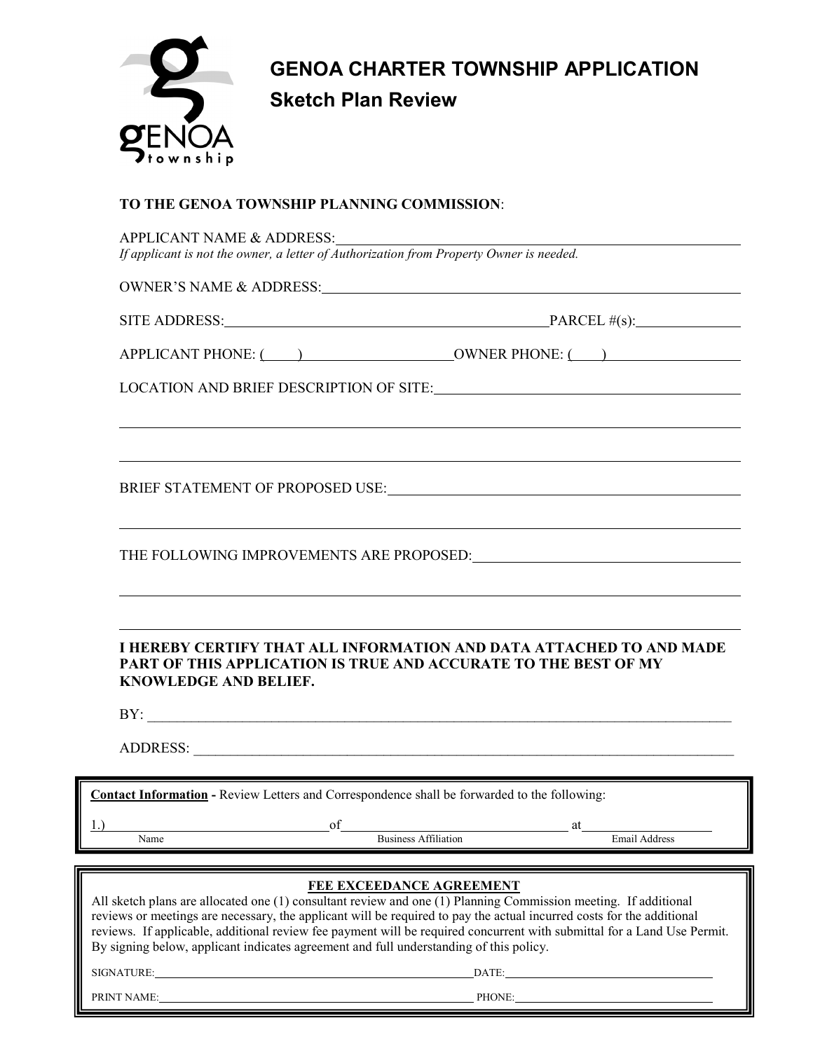# GENOA CHARTER TOWNSHIP APPLICATION

## Sketch Plan Review

**TO THE GENOA TOWNSHIP PLANNING COMMISSION**:

APPLICANT NAME & ADDRESS: ______________________________________________

*If applicant is not the owner, a letter of Authorization from Property Owner is needed.*

OWNER'S NAME & ADDRESS: ______________________________________________

SITE ADDRESS: ______________________________ PARCEL #(s): ______________

APPLICANT PHONE: (____) ____________________ OWNER PHONE: (____) ____________________

LOCATION AND BRIEF DESCRIPTION OF SITE: ______________________________________________

______________________________________________________________________________

______________________________________________________________________________

BRIEF STATEMENT OF PROPOSED USE: ______________________________________________

______________________________________________________________________________

THE FOLLOWING IMPROVEMENTS ARE PROPOSED: ______________________________________________

______________________________________________________________________________

______________________________________________________________________________

**I HEREBY CERTIFY THAT ALL INFORMATION AND DATA ATTACHED TO AND MADE PART OF THIS APPLICATION IS TRUE AND ACCURATE TO THE BEST OF MY KNOWLEDGE AND BELIEF.**

BY: ______________________________________________________________________________

ADDRESS: ______________________________________________________________________________

---

**Contact Information -** Review Letters and Correspondence shall be forwarded to the following:

1.) ______________________ of ______________________ at ______________________

Name / Business Affiliation / Email Address

---

**FEE EXCEEDANCE AGREEMENT**

All sketch plans are allocated one (1) consultant review and one (1) Planning Commission meeting. If additional reviews or meetings are necessary, the applicant will be required to pay the actual incurred costs for the additional reviews. If applicable, additional review fee payment will be required concurrent with submittal for a Land Use Permit. By signing below, applicant indicates agreement and full understanding of this policy.

SIGNATURE: ______________________________ DATE: ______________________

PRINT NAME: ______________________________ PHONE: ______________________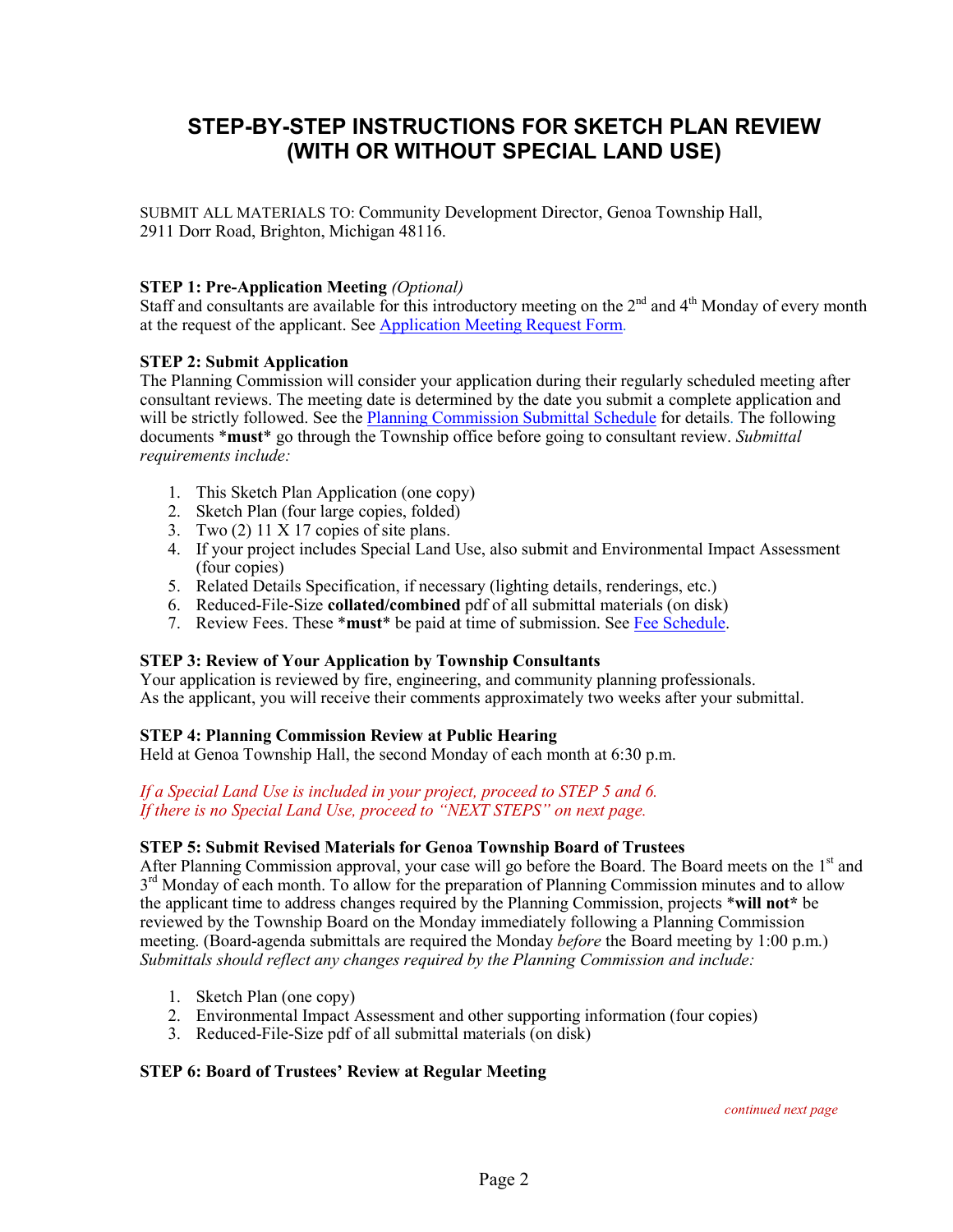# STEP-BY-STEP INSTRUCTIONS FOR SKETCH PLAN REVIEW (WITH OR WITHOUT SPECIAL LAND USE)

SUBMIT ALL MATERIALS TO: Community Development Director, Genoa Township Hall, 2911 Dorr Road, Brighton, Michigan 48116.

**STEP 1: Pre-Application Meeting** *(Optional)*
Staff and consultants are available for this introductory meeting on the 2nd and 4th Monday of every month at the request of the applicant. See Application Meeting Request Form.

**STEP 2: Submit Application**
The Planning Commission will consider your application during their regularly scheduled meeting after consultant reviews. The meeting date is determined by the date you submit a complete application and will be strictly followed. See the Planning Commission Submittal Schedule for details. The following documents \***must**\* go through the Township office before going to consultant review. *Submittal requirements include:*

1. This Sketch Plan Application (one copy)
2. Sketch Plan (four large copies, folded)
3. Two (2) 11 X 17 copies of site plans.
4. If your project includes Special Land Use, also submit and Environmental Impact Assessment (four copies)
5. Related Details Specification, if necessary (lighting details, renderings, etc.)
6. Reduced-File-Size **collated/combined** pdf of all submittal materials (on disk)
7. Review Fees. These \***must**\* be paid at time of submission. See Fee Schedule.

**STEP 3: Review of Your Application by Township Consultants**
Your application is reviewed by fire, engineering, and community planning professionals.
As the applicant, you will receive their comments approximately two weeks after your submittal.

**STEP 4: Planning Commission Review at Public Hearing**
Held at Genoa Township Hall, the second Monday of each month at 6:30 p.m.

*If a Special Land Use is included in your project, proceed to STEP 5 and 6.*
*If there is no Special Land Use, proceed to "NEXT STEPS" on next page.*

**STEP 5: Submit Revised Materials for Genoa Township Board of Trustees**
After Planning Commission approval, your case will go before the Board. The Board meets on the 1st and 3rd Monday of each month. To allow for the preparation of Planning Commission minutes and to allow the applicant time to address changes required by the Planning Commission, projects **\*will not\*** be reviewed by the Township Board on the Monday immediately following a Planning Commission meeting. (Board-agenda submittals are required the Monday *before* the Board meeting by 1:00 p.m.) *Submittals should reflect any changes required by the Planning Commission and include:*

1. Sketch Plan (one copy)
2. Environmental Impact Assessment and other supporting information (four copies)
3. Reduced-File-Size pdf of all submittal materials (on disk)

**STEP 6: Board of Trustees' Review at Regular Meeting**

*continued next page*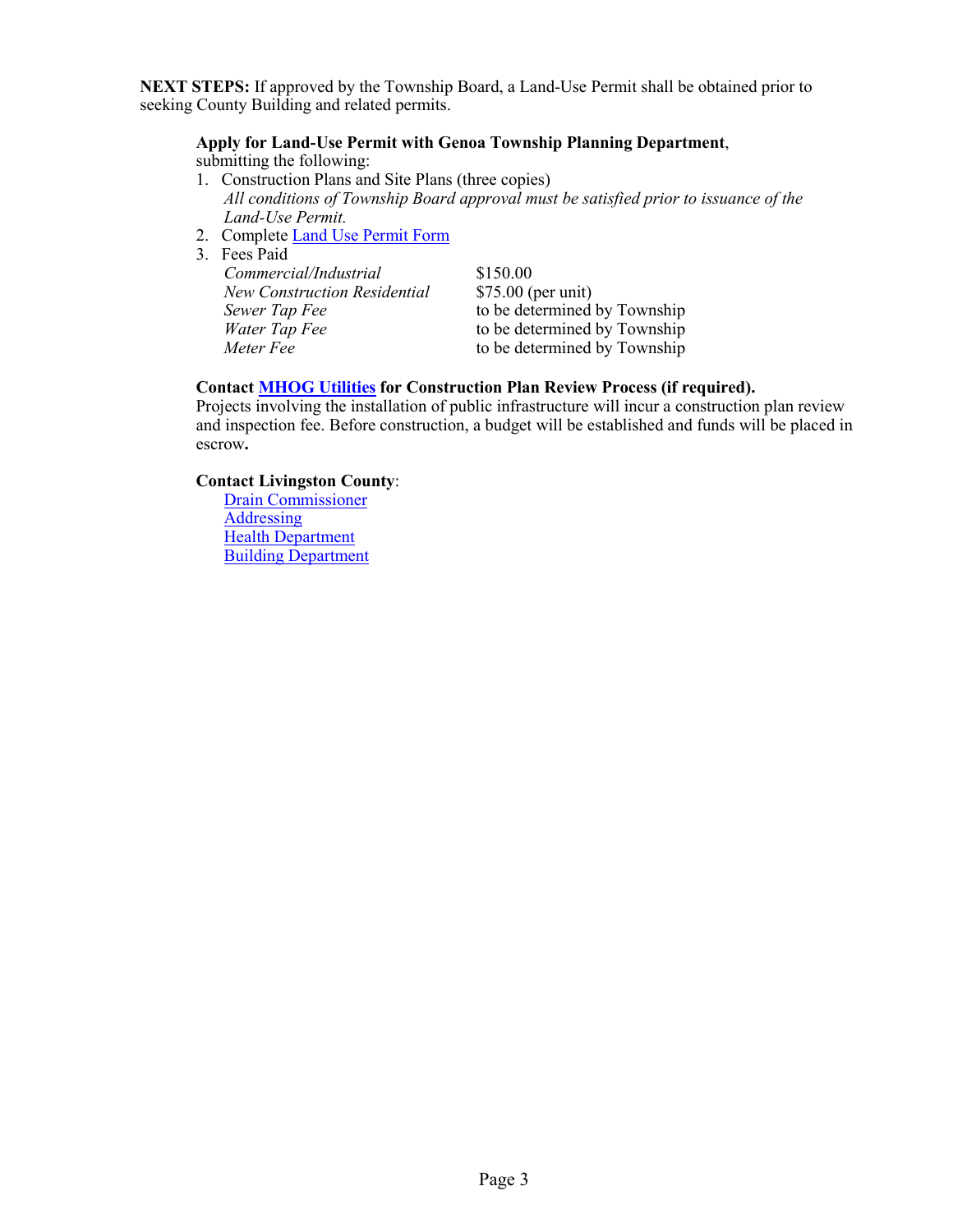**NEXT STEPS:** If approved by the Township Board, a Land-Use Permit shall be obtained prior to seeking County Building and related permits.

**Apply for Land-Use Permit with Genoa Township Planning Department**, submitting the following:

1. Construction Plans and Site Plans (three copies)
   *All conditions of Township Board approval must be satisfied prior to issuance of the Land-Use Permit.*
2. Complete Land Use Permit Form
3. Fees Paid

| | |
|---|---|
| *Commercial/Industrial* | $150.00 |
| *New Construction Residential* | $75.00 (per unit) |
| *Sewer Tap Fee* | to be determined by Township |
| *Water Tap Fee* | to be determined by Township |
| *Meter Fee* | to be determined by Township |

**Contact MHOG Utilities for Construction Plan Review Process (if required).**
Projects involving the installation of public infrastructure will incur a construction plan review and inspection fee. Before construction, a budget will be established and funds will be placed in escrow**.**

**Contact Livingston County**:

- Drain Commissioner
- Addressing
- Health Department
- Building Department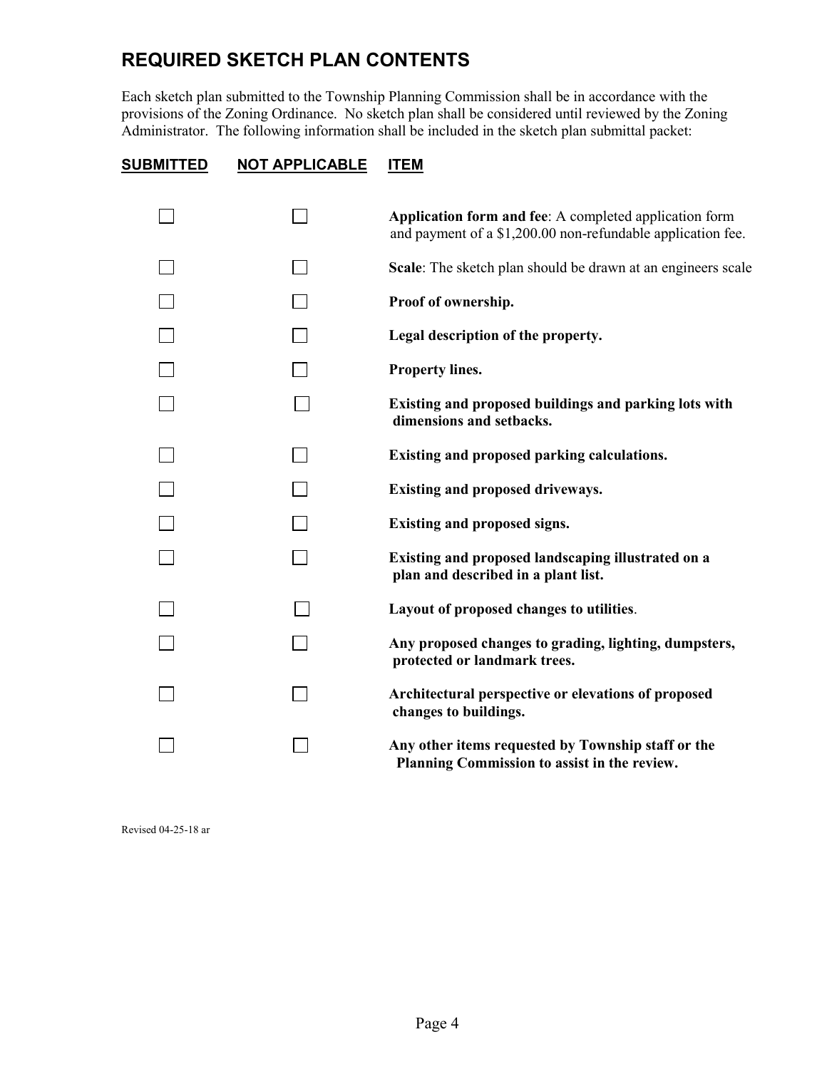## REQUIRED SKETCH PLAN CONTENTS

Each sketch plan submitted to the Township Planning Commission shall be in accordance with the provisions of the Zoning Ordinance. No sketch plan shall be considered until reviewed by the Zoning Administrator. The following information shall be included in the sketch plan submittal packet:

| SUBMITTED | NOT APPLICABLE | ITEM |
|---|---|---|
| ☐ | ☐ | **Application form and fee**: A completed application form and payment of a $1,200.00 non-refundable application fee. |
| ☐ | ☐ | **Scale**: The sketch plan should be drawn at an engineers scale |
| ☐ | ☐ | **Proof of ownership.** |
| ☐ | ☐ | **Legal description of the property.** |
| ☐ | ☐ | **Property lines.** |
| ☐ | ☐ | **Existing and proposed buildings and parking lots with dimensions and setbacks.** |
| ☐ | ☐ | **Existing and proposed parking calculations.** |
| ☐ | ☐ | **Existing and proposed driveways.** |
| ☐ | ☐ | **Existing and proposed signs.** |
| ☐ | ☐ | **Existing and proposed landscaping illustrated on a plan and described in a plant list.** |
| ☐ | ☐ | **Layout of proposed changes to utilities**. |
| ☐ | ☐ | **Any proposed changes to grading, lighting, dumpsters, protected or landmark trees.** |
| ☐ | ☐ | **Architectural perspective or elevations of proposed changes to buildings.** |
| ☐ | ☐ | **Any other items requested by Township staff or the Planning Commission to assist in the review.** |

Revised 04-25-18 ar